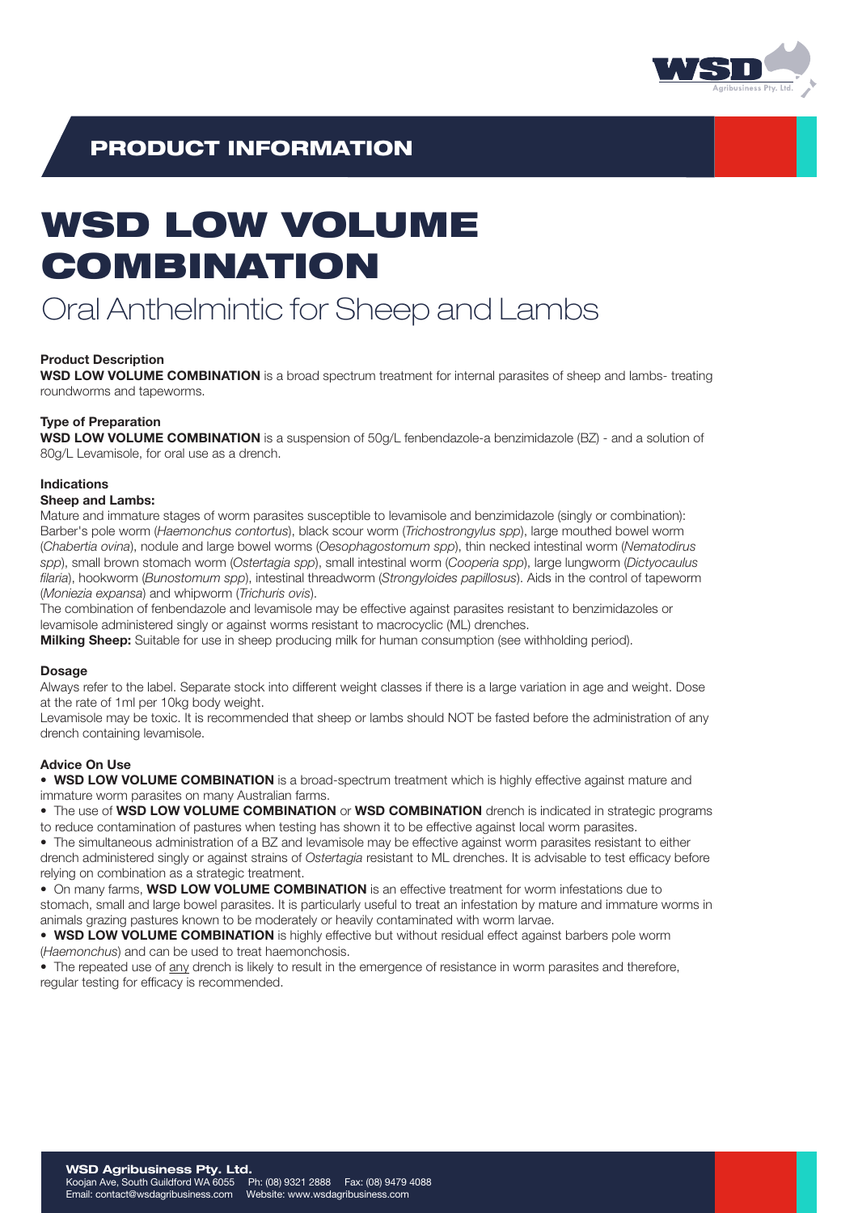## PRODUCT INFORMATION

# WSD LOW VOLUME COMBINATION

## Oral Anthelmintic for Sheep and Lambs

**Product Description**

**WSD LOW VOLUME COMBINATION** is a broad spectrum treatment for internal parasites of sheep and lambs- treating roundworms and tapeworms.

**Type of Preparation**

**WSD LOW VOLUME COMBINATION** is a suspension of 50g/L fenbendazole-a benzimidazole (BZ) - and a solution of 80g/L Levamisole, for oral use as a drench.

**Indications**

**Sheep and Lambs:**

Mature and immature stages of worm parasites susceptible to levamisole and benzimidazole (singly or combination): Barber's pole worm (*Haemonchus contortus*), black scour worm (*Trichostrongylus spp*), large mouthed bowel worm (*Chabertia ovina*), nodule and large bowel worms (*Oesophagostomum spp*), thin necked intestinal worm (*Nematodirus spp*), small brown stomach worm (*Ostertagia spp*), small intestinal worm (*Cooperia spp*), large lungworm (*Dictyocaulus filaria*), hookworm (*Bunostomum spp*), intestinal threadworm (*Strongyloides papillosus*). Aids in the control of tapeworm (*Moniezia expansa*) and whipworm (*Trichuris ovis*).

The combination of fenbendazole and levamisole may be effective against parasites resistant to benzimidazoles or levamisole administered singly or against worms resistant to macrocyclic (ML) drenches.

**Milking Sheep:** Suitable for use in sheep producing milk for human consumption (see withholding period).

**Dosage**

Always refer to the label. Separate stock into different weight classes if there is a large variation in age and weight. Dose at the rate of 1ml per 10kg body weight.

Levamisole may be toxic. It is recommended that sheep or lambs should NOT be fasted before the administration of any drench containing levamisole.

**Advice On Use**

- **WSD LOW VOLUME COMBINATION** is a broad-spectrum treatment which is highly effective against mature and immature worm parasites on many Australian farms.
- The use of **WSD LOW VOLUME COMBINATION** or **WSD COMBINATION** drench is indicated in strategic programs to reduce contamination of pastures when testing has shown it to be effective against local worm parasites.
- The simultaneous administration of a BZ and levamisole may be effective against worm parasites resistant to either drench administered singly or against strains of *Ostertagia* resistant to ML drenches. It is advisable to test efficacy before relying on combination as a strategic treatment.
- On many farms, **WSD LOW VOLUME COMBINATION** is an effective treatment for worm infestations due to stomach, small and large bowel parasites. It is particularly useful to treat an infestation by mature and immature worms in animals grazing pastures known to be moderately or heavily contaminated with worm larvae.
- **WSD LOW VOLUME COMBINATION** is highly effective but without residual effect against barbers pole worm (*Haemonchus*) and can be used to treat haemonchosis.
- The repeated use of any drench is likely to result in the emergence of resistance in worm parasites and therefore, regular testing for efficacy is recommended.

**WSD Agribusiness Pty. Ltd.**
Koojan Ave, South Guildford WA 6055 Ph: (08) 9321 2888 Fax: (08) 9479 4088
Email: contact@wsdagribusiness.com Website: www.wsdagribusiness.com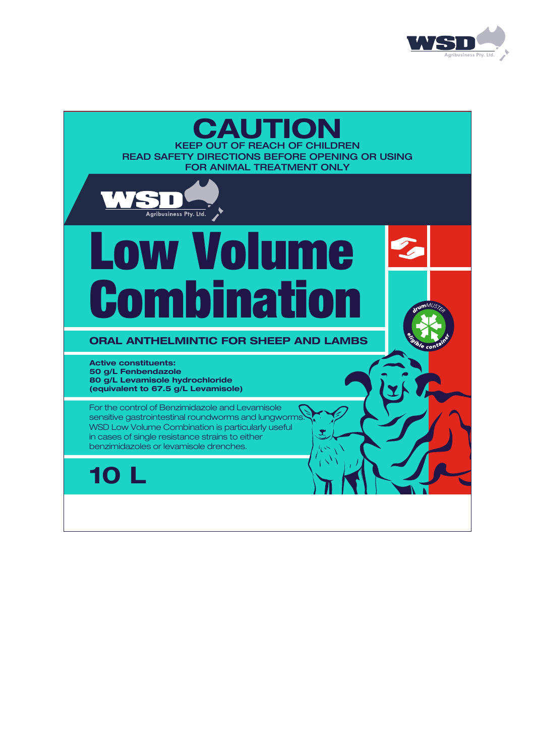# CAUTION

KEEP OUT OF REACH OF CHILDREN
READ SAFETY DIRECTIONS BEFORE OPENING OR USING
FOR ANIMAL TREATMENT ONLY

WSD Agribusiness Pty. Ltd.

# Low Volume Combination

## ORAL ANTHELMINTIC FOR SHEEP AND LAMBS

**Active constituents:**
**50 g/L Fenbendazole**
**80 g/L Levamisole hydrochloride**
**(equivalent to 67.5 g/L Levamisole)**

For the control of Benzimidazole and Levamisole sensitive gastrointestinal roundworms and lungworms. WSD Low Volume Combination is particularly useful in cases of single resistance strains to either benzimidazoles or levamisole drenches.

drumMUSTER eligible container

## 10 L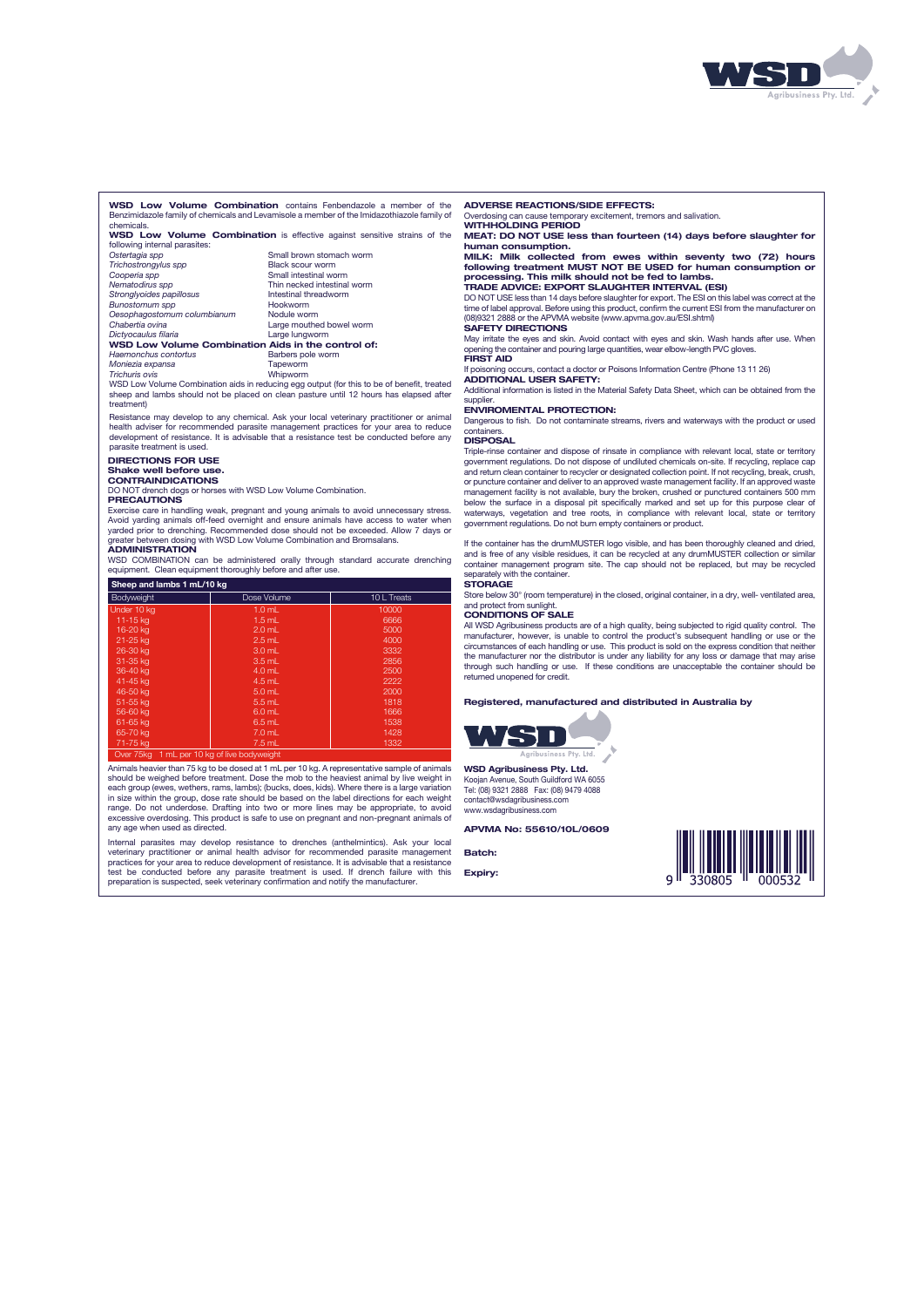**WSD Low Volume Combination** contains Fenbendazole a member of the Benzimidazole family of chemicals and Levamisole a member of the Imidazothiazole family of chemicals.

**WSD Low Volume Combination** is effective against sensitive strains of the following internal parasites:

| | |
|---|---|
| *Ostertagia spp* | Small brown stomach worm |
| *Trichostrongylus spp* | Black scour worm |
| *Cooperia spp* | Small intestinal worm |
| *Nematodirus spp* | Thin necked intestinal worm |
| *Strongyloides papillosus* | Intestinal threadworm |
| *Bunostomum spp* | Hookworm |
| *Oesophagostomum columbianum* | Nodule worm |
| *Chabertia ovina* | Large mouthed bowel worm |
| *Dictyocaulus filaria* | Large lungworm |

**WSD Low Volume Combination Aids in the control of:**

| | |
|---|---|
| *Haemonchus contortus* | Barbers pole worm |
| *Moniezia expansa* | Tapeworm |
| *Trichuris ovis* | Whipworm |

WSD Low Volume Combination aids in reducing egg output (for this to be of benefit, treated sheep and lambs should not be placed on clean pasture until 12 hours has elapsed after treatment)

Resistance may develop to any chemical. Ask your local veterinary practitioner or animal health adviser for recommended parasite management practices for your area to reduce development of resistance. It is advisable that a resistance test be conducted before any parasite treatment is used.

**DIRECTIONS FOR USE**

**Shake well before use.**

**CONTRAINDICATIONS**

DO NOT drench dogs or horses with WSD Low Volume Combination.

**PRECAUTIONS**

Exercise care in handling weak, pregnant and young animals to avoid unnecessary stress. Avoid yarding animals off-feed overnight and ensure animals have access to water when yarded prior to drenching. Recommended dose should not be exceeded. Allow 7 days or greater between dosing with WSD Low Volume Combination and Bromsalans.

**ADMINISTRATION**

WSD COMBINATION can be administered orally through standard accurate drenching equipment. Clean equipment thoroughly before and after use.

**Sheep and lambs 1 mL/10 kg**

| Bodyweight | Dose Volume | 10 L Treats |
|---|---|---|
| Under 10 kg | 1.0 mL | 10000 |
| 11-15 kg | 1.5 mL | 6666 |
| 16-20 kg | 2.0 mL | 5000 |
| 21-25 kg | 2.5 mL | 4000 |
| 26-30 kg | 3.0 mL | 3332 |
| 31-35 kg | 3.5 mL | 2856 |
| 36-40 kg | 4.0 mL | 2500 |
| 41-45 kg | 4.5 mL | 2222 |
| 46-50 kg | 5.0 mL | 2000 |
| 51-55 kg | 5.5 mL | 1818 |
| 56-60 kg | 6.0 mL | 1666 |
| 61-65 kg | 6.5 mL | 1538 |
| 65-70 kg | 7.0 mL | 1428 |
| 71-75 kg | 7.5 mL | 1332 |
| Over 75kg 1 mL per 10 kg of live bodyweight | | |

Animals heavier than 75 kg to be dosed at 1 mL per 10 kg. A representative sample of animals should be weighed before treatment. Dose the mob to the heaviest animal by live weight in each group (ewes, wethers, rams, lambs); (bucks, does, kids). Where there is a large variation in size within the group, dose rate should be based on the label directions for each weight range. Do not underdose. Drafting into two or more lines may be appropriate, to avoid excessive overdosing. This product is safe to use on pregnant and non-pregnant animals of any age when used as directed.

Internal parasites may develop resistance to drenches (anthelmintics). Ask your local veterinary practitioner or animal health advisor for recommended parasite management practices for your area to reduce development of resistance. It is advisable that a resistance test be conducted before any parasite treatment is used. If drench failure with this preparation is suspected, seek veterinary confirmation and notify the manufacturer.

**ADVERSE REACTIONS/SIDE EFFECTS:**

Overdosing can cause temporary excitement, tremors and salivation.

**WITHHOLDING PERIOD**

**MEAT: DO NOT USE less than fourteen (14) days before slaughter for human consumption.**

**MILK: Milk collected from ewes within seventy two (72) hours following treatment MUST NOT BE USED for human consumption or processing. This milk should not be fed to lambs.**

**TRADE ADVICE: EXPORT SLAUGHTER INTERVAL (ESI)**

DO NOT USE less than 14 days before slaughter for export. The ESI on this label was correct at the time of label approval. Before using this product, confirm the current ESI from the manufacturer on (08)9321 2888 or the APVMA website (www.apvma.gov.au/ESI.shtml)

**SAFETY DIRECTIONS**

May irritate the eyes and skin. Avoid contact with eyes and skin. Wash hands after use. When opening the container and pouring large quantities, wear elbow-length PVC gloves.

**FIRST AID**

If poisoning occurs, contact a doctor or Poisons Information Centre (Phone 13 11 26)

**ADDITIONAL USER SAFETY:**

Additional information is listed in the Material Safety Data Sheet, which can be obtained from the supplier.

**ENVIROMENTAL PROTECTION:**

Dangerous to fish. Do not contaminate streams, rivers and waterways with the product or used containers.

**DISPOSAL**

Triple-rinse container and dispose of rinsate in compliance with relevant local, state or territory government regulations. Do not dispose of undiluted chemicals on-site. If recycling, replace cap and return clean container to recycler or designated collection point. If not recycling, break, crush, or puncture container and deliver to an approved waste management facility. If an approved waste management facility is not available, bury the broken, crushed or punctured containers 500 mm below the surface in a disposal pit specifically marked and set up for this purpose clear of waterways, vegetation and tree roots, in compliance with relevant local, state or territory government regulations. Do not burn empty containers or product.

If the container has the drumMUSTER logo visible, and has been thoroughly cleaned and dried, and is free of any visible residues, it can be recycled at any drumMUSTER collection or similar container management program site. The cap should not be replaced, but may be recycled separately with the container.

**STORAGE**

Store below 30° (room temperature) in the closed, original container, in a dry, well- ventilated area, and protect from sunlight.

**CONDITIONS OF SALE**

All WSD Agribusiness products are of a high quality, being subjected to rigid quality control. The manufacturer, however, is unable to control the product's subsequent handling or use or the circumstances of each handling or use. This product is sold on the express condition that neither the manufacturer nor the distributor is under any liability for any loss or damage that may arise through such handling or use. If these conditions are unacceptable the container should be returned unopened for credit.

**Registered, manufactured and distributed in Australia by**

**WSD Agribusiness Pty. Ltd.**

Koojan Avenue, South Guildford WA 6055

Tel: (08) 9321 2888 Fax: (08) 9479 4088

contact@wsdagribusiness.com

www.wsdagribusiness.com

**APVMA No: 55610/10L/0609**

**Batch:**

**Expiry:**

9 330805 000532